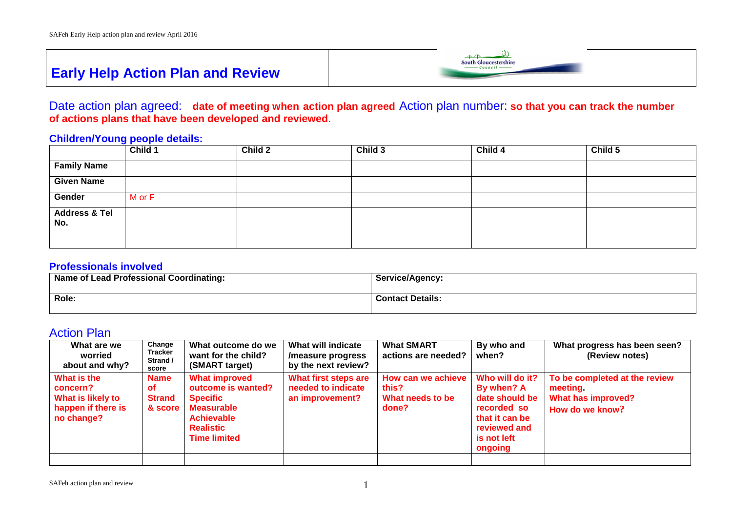# Early Help Action Plan and Review

Date action plan agreed: **date of meeting when action plan agreed** Action plan number: **so that you can track the number of actions plans that have been developed and reviewed**.

### Children/Young people details:

| | Child 1 | Child 2 | Child 3 | Child 4 | Child 5 |
|---|---|---|---|---|---|
| **Family Name** | | | | | |
| **Given Name** | | | | | |
| **Gender** | M or F | | | | |
| **Address & Tel No.** | | | | | |

### Professionals involved

| | |
|---|---|
| **Name of Lead Professional Coordinating:** | **Service/Agency:** |
| **Role:** | **Contact Details:** |

## Action Plan

| What are we worried about and why? | Change Tracker Strand / score | What outcome do we want for the child? (SMART target) | What will indicate /measure progress by the next review? | What SMART actions are needed? | By who and when? | What progress has been seen? (Review notes) |
|---|---|---|---|---|---|---|
| **What is the concern? What is likely to happen if there is no change?** | **Name of Strand & score** | **What improved outcome is wanted? Specific Measurable Achievable Realistic Time limited** | **What first steps are needed to indicate an improvement?** | **How can we achieve this? What needs to be done?** | **Who will do it? By when? A date should be recorded so that it can be reviewed and is not left ongoing** | **To be completed at the review meeting. What has improved? How do we know?** |
| | | | | | | |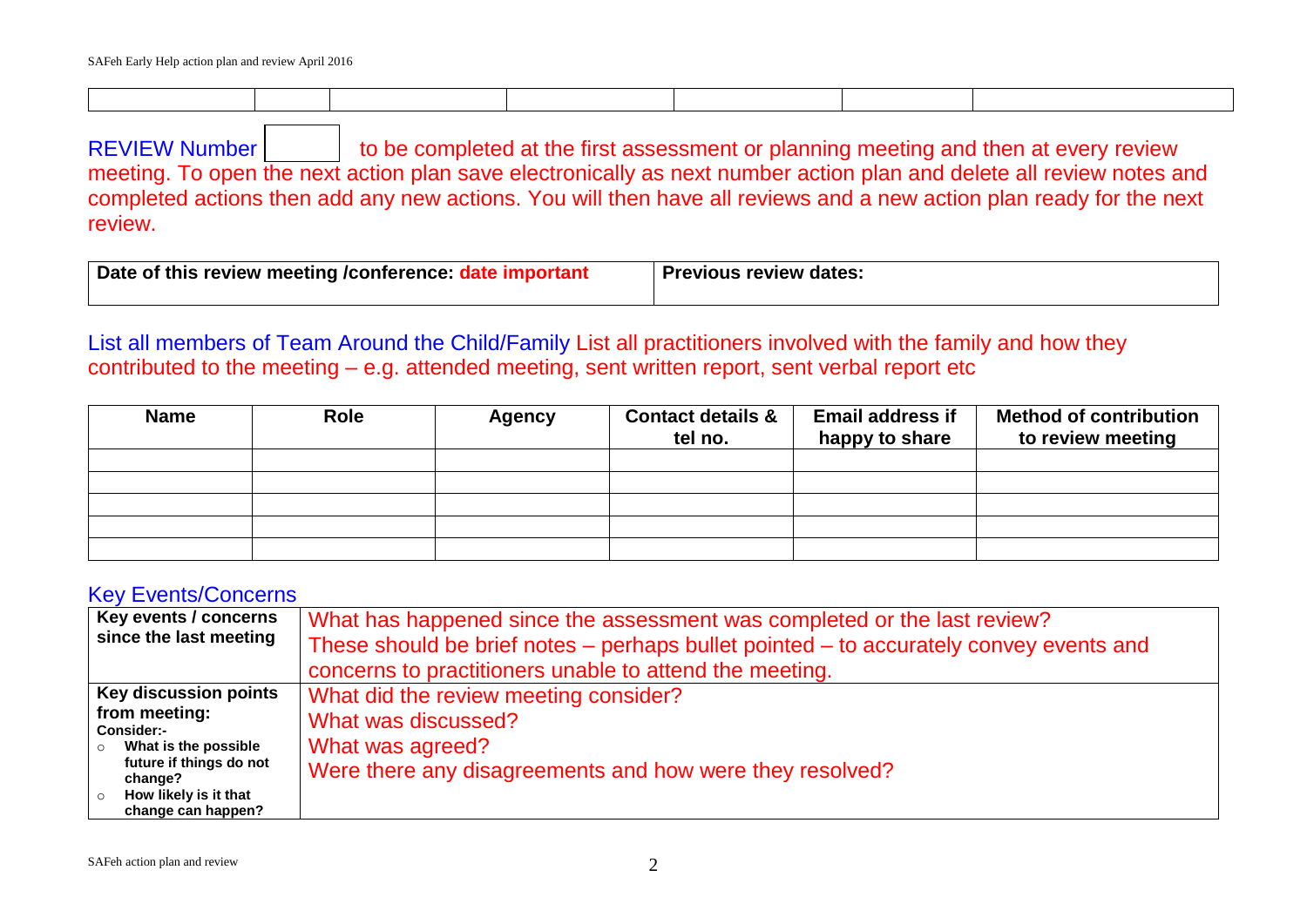| | | | | | | |
|---|---|---|---|---|---|---|
| | | | | | | |

REVIEW Number [ ] to be completed at the first assessment or planning meeting and then at every review meeting. To open the next action plan save electronically as next number action plan and delete all review notes and completed actions then add any new actions. You will then have all reviews and a new action plan ready for the next review.

| | |
|---|---|
| **Date of this review meeting /conference: date important** | **Previous review dates:** |

List all members of Team Around the Child/Family List all practitioners involved with the family and how they contributed to the meeting – e.g. attended meeting, sent written report, sent verbal report etc

| Name | Role | Agency | Contact details & tel no. | Email address if happy to share | Method of contribution to review meeting |
|---|---|---|---|---|---|
| | | | | | |
| | | | | | |
| | | | | | |
| | | | | | |
| | | | | | |

## Key Events/Concerns

| | |
|---|---|
| **Key events / concerns since the last meeting** | What has happened since the assessment was completed or the last review? These should be brief notes – perhaps bullet pointed – to accurately convey events and concerns to practitioners unable to attend the meeting. |
| **Key discussion points from meeting:** **Consider:-** ○ **What is the possible future if things do not change?** ○ **How likely is it that change can happen?** | What did the review meeting consider? What was discussed? What was agreed? Were there any disagreements and how were they resolved? |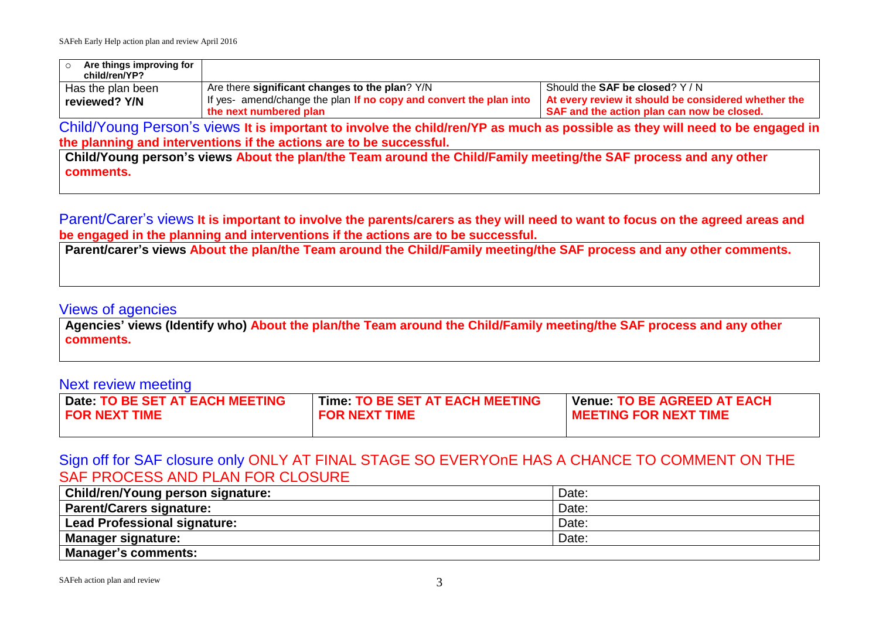| | | |
|---|---|---|
| ○ **Are things improving for child/ren/YP?** | | |
| Has the plan been **reviewed? Y/N** | Are there **significant changes to the plan**? Y/N<br>If yes- amend/change the plan **If no copy and convert the plan into the next numbered plan** | Should the **SAF be closed**? Y / N<br>**At every review it should be considered whether the SAF and the action plan can now be closed.** |

## Child/Young Person's views **It is important to involve the child/ren/YP as much as possible as they will need to be engaged in the planning and interventions if the actions are to be successful.**

| |
|---|
| **Child/Young person's views About the plan/the Team around the Child/Family meeting/the SAF process and any other comments.** |

## Parent/Carer's views **It is important to involve the parents/carers as they will need to want to focus on the agreed areas and be engaged in the planning and interventions if the actions are to be successful.**

| |
|---|
| **Parent/carer's views About the plan/the Team around the Child/Family meeting/the SAF process and any other comments.** |

## Views of agencies

| |
|---|
| **Agencies' views (Identify who) About the plan/the Team around the Child/Family meeting/the SAF process and any other comments.** |

## Next review meeting

| | | |
|---|---|---|
| **Date: TO BE SET AT EACH MEETING FOR NEXT TIME** | **Time: TO BE SET AT EACH MEETING FOR NEXT TIME** | **Venue: TO BE AGREED AT EACH MEETING FOR NEXT TIME** |

## Sign off for SAF closure only ONLY AT FINAL STAGE SO EVERYOnE HAS A CHANCE TO COMMENT ON THE SAF PROCESS AND PLAN FOR CLOSURE

| | |
|---|---|
| **Child/ren/Young person signature:** | Date: |
| **Parent/Carers signature:** | Date: |
| **Lead Professional signature:** | Date: |
| **Manager signature:** | Date: |
| **Manager's comments:** | |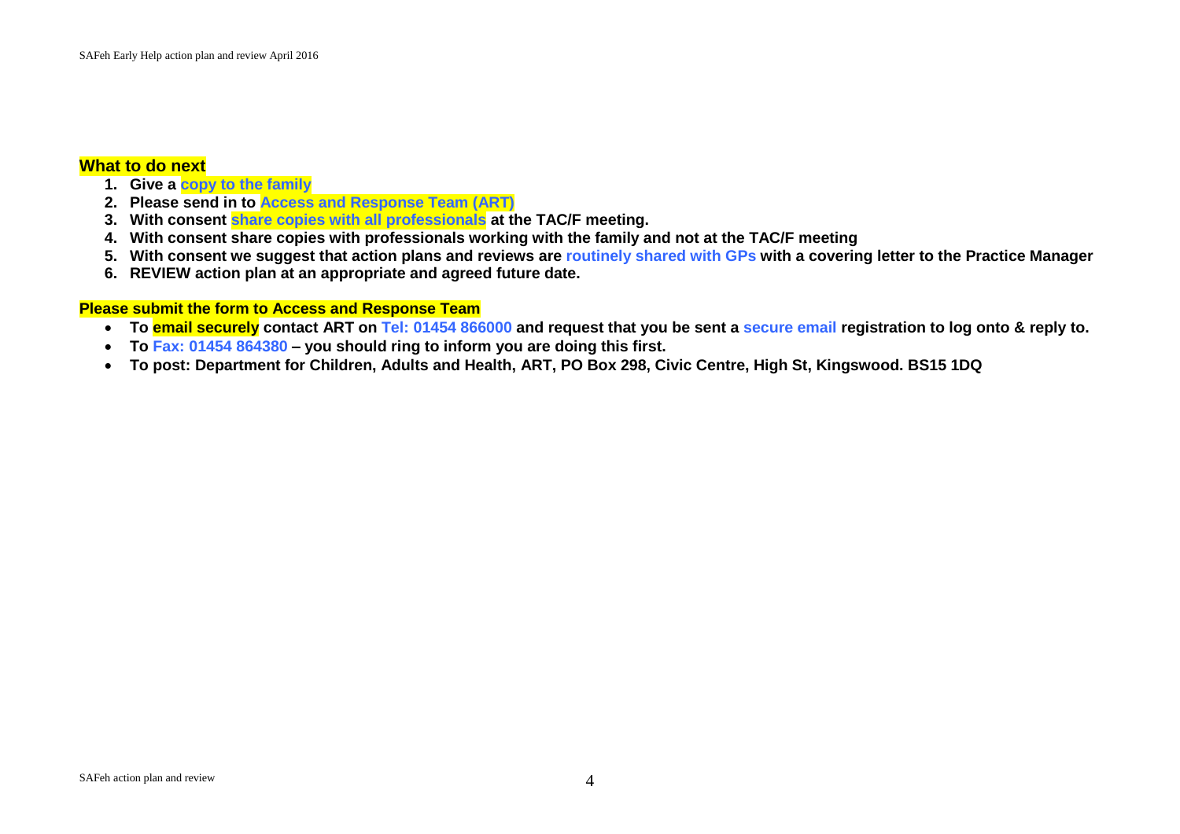**What to do next**

1. **Give a copy to the family**
2. **Please send in to Access and Response Team (ART)**
3. **With consent share copies with all professionals at the TAC/F meeting.**
4. **With consent share copies with professionals working with the family and not at the TAC/F meeting**
5. **With consent we suggest that action plans and reviews are routinely shared with GPs with a covering letter to the Practice Manager**
6. **REVIEW action plan at an appropriate and agreed future date.**

**Please submit the form to Access and Response Team**

- **To email securely contact ART on Tel: 01454 866000 and request that you be sent a secure email registration to log onto & reply to.**
- **To Fax: 01454 864380 – you should ring to inform you are doing this first.**
- **To post: Department for Children, Adults and Health, ART, PO Box 298, Civic Centre, High St, Kingswood. BS15 1DQ**